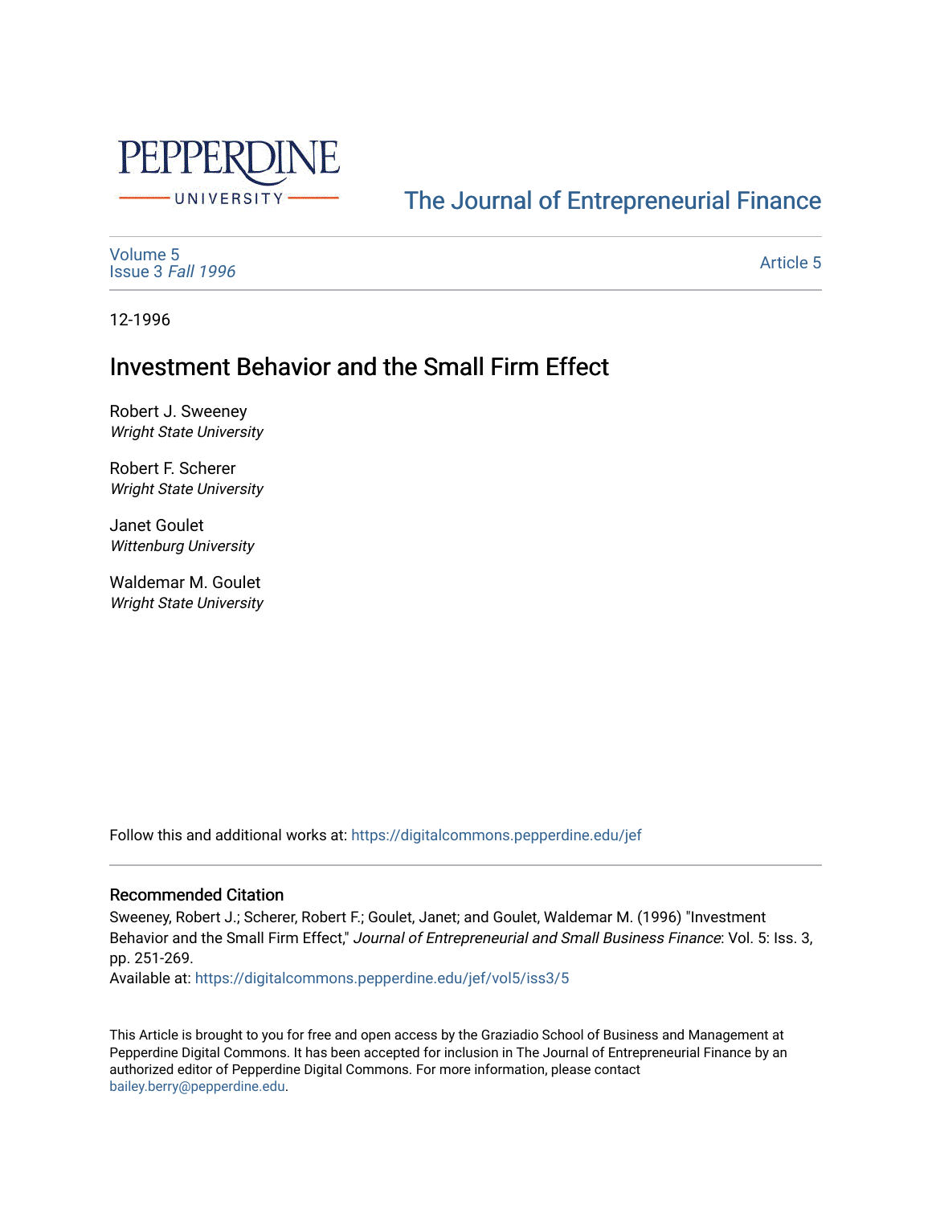PEPPERDINE UNIVERSITY

The Journal of Entrepreneurial Finance

Volume 5
Issue 3 *Fall 1996*

Article 5

12-1996

# Investment Behavior and the Small Firm Effect

Robert J. Sweeney
*Wright State University*

Robert F. Scherer
*Wright State University*

Janet Goulet
*Wittenburg University*

Waldemar M. Goulet
*Wright State University*

Follow this and additional works at: https://digitalcommons.pepperdine.edu/jef

### Recommended Citation

Sweeney, Robert J.; Scherer, Robert F.; Goulet, Janet; and Goulet, Waldemar M. (1996) "Investment Behavior and the Small Firm Effect," *Journal of Entrepreneurial and Small Business Finance*: Vol. 5: Iss. 3, pp. 251-269.
Available at: https://digitalcommons.pepperdine.edu/jef/vol5/iss3/5

This Article is brought to you for free and open access by the Graziadio School of Business and Management at Pepperdine Digital Commons. It has been accepted for inclusion in The Journal of Entrepreneurial Finance by an authorized editor of Pepperdine Digital Commons. For more information, please contact bailey.berry@pepperdine.edu.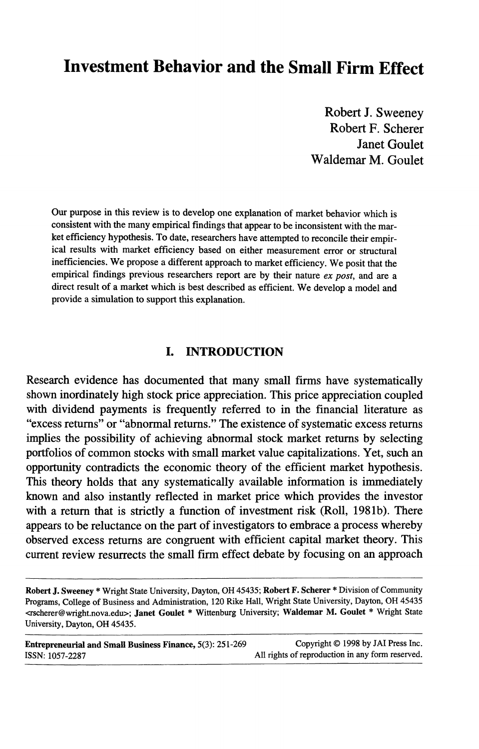# Investment Behavior and the Small Firm Effect

Robert J. Sweeney
Robert F. Scherer
Janet Goulet
Waldemar M. Goulet

Our purpose in this review is to develop one explanation of market behavior which is consistent with the many empirical findings that appear to be inconsistent with the market efficiency hypothesis. To date, researchers have attempted to reconcile their empirical results with market efficiency based on either measurement error or structural inefficiencies. We propose a different approach to market efficiency. We posit that the empirical findings previous researchers report are by their nature *ex post*, and are a direct result of a market which is best described as efficient. We develop a model and provide a simulation to support this explanation.

## I. INTRODUCTION

Research evidence has documented that many small firms have systematically shown inordinately high stock price appreciation. This price appreciation coupled with dividend payments is frequently referred to in the financial literature as "excess returns" or "abnormal returns." The existence of systematic excess returns implies the possibility of achieving abnormal stock market returns by selecting portfolios of common stocks with small market value capitalizations. Yet, such an opportunity contradicts the economic theory of the efficient market hypothesis. This theory holds that any systematically available information is immediately known and also instantly reflected in market price which provides the investor with a return that is strictly a function of investment risk (Roll, 1981b). There appears to be reluctance on the part of investigators to embrace a process whereby observed excess returns are congruent with efficient capital market theory. This current review resurrects the small firm effect debate by focusing on an approach

---

**Robert J. Sweeney** * Wright State University, Dayton, OH 45435; **Robert F. Scherer** * Division of Community Programs, College of Business and Administration, 120 Rike Hall, Wright State University, Dayton, OH 45435 <rscherer@wright.nova.edu>; **Janet Goulet** * Wittenburg University; **Waldemar M. Goulet** * Wright State University, Dayton, OH 45435.

**Entrepreneurial and Small Business Finance, 5(3): 251-269** Copyright © 1998 by JAI Press Inc.
ISSN: 1057-2287 All rights of reproduction in any form reserved.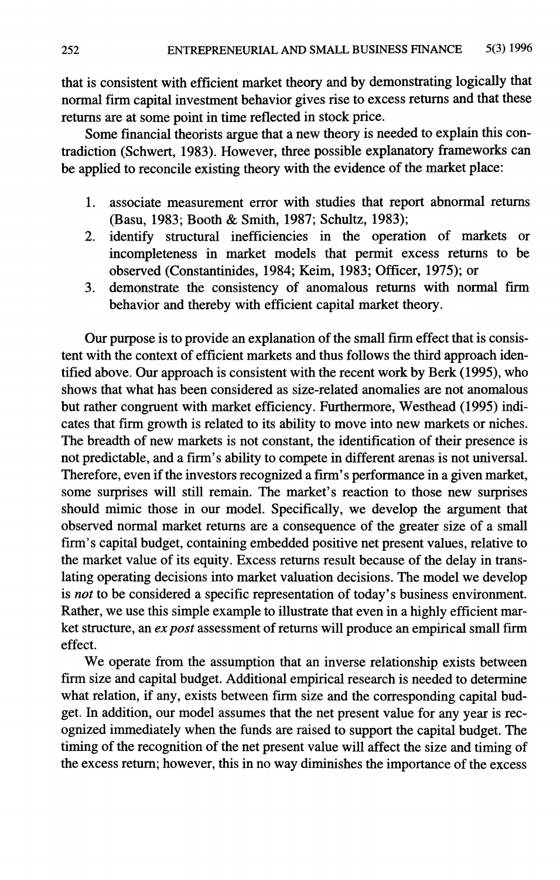that is consistent with efficient market theory and by demonstrating logically that normal firm capital investment behavior gives rise to excess returns and that these returns are at some point in time reflected in stock price.

Some financial theorists argue that a new theory is needed to explain this contradiction (Schwert, 1983). However, three possible explanatory frameworks can be applied to reconcile existing theory with the evidence of the market place:

1. associate measurement error with studies that report abnormal returns (Basu, 1983; Booth & Smith, 1987; Schultz, 1983);
2. identify structural inefficiencies in the operation of markets or incompleteness in market models that permit excess returns to be observed (Constantinides, 1984; Keim, 1983; Officer, 1975); or
3. demonstrate the consistency of anomalous returns with normal firm behavior and thereby with efficient capital market theory.

Our purpose is to provide an explanation of the small firm effect that is consistent with the context of efficient markets and thus follows the third approach identified above. Our approach is consistent with the recent work by Berk (1995), who shows that what has been considered as size-related anomalies are not anomalous but rather congruent with market efficiency. Furthermore, Westhead (1995) indicates that firm growth is related to its ability to move into new markets or niches. The breadth of new markets is not constant, the identification of their presence is not predictable, and a firm's ability to compete in different arenas is not universal. Therefore, even if the investors recognized a firm's performance in a given market, some surprises will still remain. The market's reaction to those new surprises should mimic those in our model. Specifically, we develop the argument that observed normal market returns are a consequence of the greater size of a small firm's capital budget, containing embedded positive net present values, relative to the market value of its equity. Excess returns result because of the delay in translating operating decisions into market valuation decisions. The model we develop is *not* to be considered a specific representation of today's business environment. Rather, we use this simple example to illustrate that even in a highly efficient market structure, an *ex post* assessment of returns will produce an empirical small firm effect.

We operate from the assumption that an inverse relationship exists between firm size and capital budget. Additional empirical research is needed to determine what relation, if any, exists between firm size and the corresponding capital budget. In addition, our model assumes that the net present value for any year is recognized immediately when the funds are raised to support the capital budget. The timing of the recognition of the net present value will affect the size and timing of the excess return; however, this in no way diminishes the importance of the excess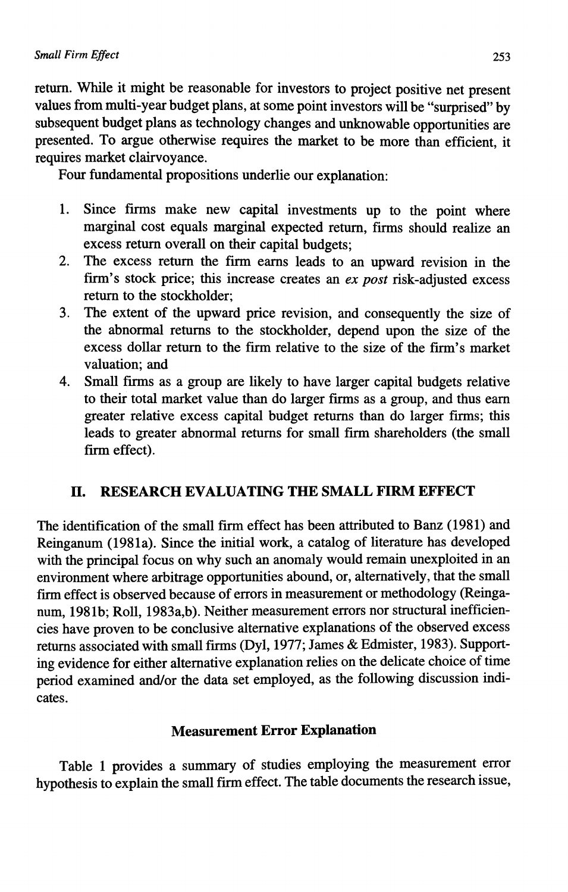return. While it might be reasonable for investors to project positive net present values from multi-year budget plans, at some point investors will be "surprised" by subsequent budget plans as technology changes and unknowable opportunities are presented. To argue otherwise requires the market to be more than efficient, it requires market clairvoyance.

Four fundamental propositions underlie our explanation:

1. Since firms make new capital investments up to the point where marginal cost equals marginal expected return, firms should realize an excess return overall on their capital budgets;
2. The excess return the firm earns leads to an upward revision in the firm's stock price; this increase creates an *ex post* risk-adjusted excess return to the stockholder;
3. The extent of the upward price revision, and consequently the size of the abnormal returns to the stockholder, depend upon the size of the excess dollar return to the firm relative to the size of the firm's market valuation; and
4. Small firms as a group are likely to have larger capital budgets relative to their total market value than do larger firms as a group, and thus earn greater relative excess capital budget returns than do larger firms; this leads to greater abnormal returns for small firm shareholders (the small firm effect).

## II. RESEARCH EVALUATING THE SMALL FIRM EFFECT

The identification of the small firm effect has been attributed to Banz (1981) and Reinganum (1981a). Since the initial work, a catalog of literature has developed with the principal focus on why such an anomaly would remain unexploited in an environment where arbitrage opportunities abound, or, alternatively, that the small firm effect is observed because of errors in measurement or methodology (Reinganum, 1981b; Roll, 1983a,b). Neither measurement errors nor structural inefficiencies have proven to be conclusive alternative explanations of the observed excess returns associated with small firms (Dyl, 1977; James & Edmister, 1983). Supporting evidence for either alternative explanation relies on the delicate choice of time period examined and/or the data set employed, as the following discussion indicates.

### Measurement Error Explanation

Table 1 provides a summary of studies employing the measurement error hypothesis to explain the small firm effect. The table documents the research issue,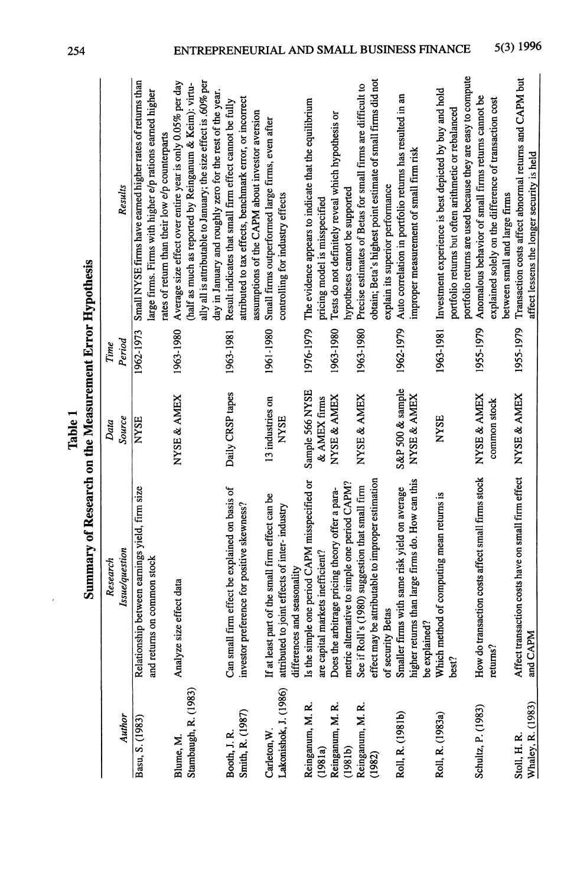**Table 1**

**Summary of Research on the Measurement Error Hypothesis**

| *Author* | *Research Issue/question* | *Data Source* | *Time Period* | *Results* |
|---|---|---|---|---|
| Basu, S. (1983) | Relationship between earnings yield, firm size and returns on common stock | NYSE | 1962-1973 | Small NYSE firms have earned higher rates of returns than large firms. Firms with higher e/p rations earned higher rates of return than their low e/p counterparts |
| Blume, M. Stambaugh, R. (1983) | Analyze size effect data | NYSE & AMEX | 1963-1980 | Average size effect over entire year is only 0.05% per day (half as much as reported by Reinganum & Keim): virtually all is attributable to January; the size effect is .60% per day in January and roughly zero for the rest of the year. |
| Booth, J. R. Smith, R. (1987) | Can small firm effect be explained on basis of investor preference for positive skewness? | Daily CRSP tapes | 1963-1981 | Result indicates that small firm effect cannot be fully attributed to tax effects, benchmark error, or incorrect assumptions of the CAPM about investor aversion |
| Carleton, W. Lakonishok, J. (1986) | If at least part of the small firm effect can be attributed to joint effects of inter- industry differences and seasonality | 13 industries on NYSE | 1961-1980 | Small firms outperformed large firms, even after controlling for industry effects |
| Reinganum, M. R. (1981a) | Is the simple one period CAPM misspecified or are capital markets inefficient? | Sample 566 NYSE & AMEX firms | 1976-1979 | The evidence appears to indicate that the equilibrium pricing model is misspecified |
| Reinganum, M. R. (1981b) | Does the arbitrage pricing theory offer a parametric alternative to simple one period CAPM? | NYSE & AMEX | 1963-1980 | Tests do not definitely reveal which hypothesis or hypotheses cannot be supported |
| Reinganum, M. R. (1982) | See if Roll's (1980) suggestion that small firm effect may be attributable to improper estimation of security Betas | NYSE & AMEX | 1963-1980 | Precise estimates of Betas for small firms are difficult to obtain; Beta's highest point estimate of small firms did not explain its superior performance |
| Roll, R. (1981b) | Smaller firms with same risk yield on average higher returns than large firms do. How can this be explained? | S&P 500 & sample NYSE & AMEX | 1962-1979 | Auto correlation in portfolio returns has resulted in an improper measurement of small firm risk |
| Roll, R. (1983a) | Which method of computing mean returns is best? | NYSE | 1963-1981 | Investment experience is best depicted by buy and hold portfolio returns but often arithmetic or rebalanced portfolio returns are used because they are easy to compute |
| Schultz, P. (1983) | How do transaction costs affect small firms stock returns? | NYSE & AMEX common stock | 1955-1979 | Anomalous behavior of small firms returns cannot be explained solely on the difference of transaction cost between small and large firms |
| Stoll, H. R. Whaley, R. (1983) | Affect transaction costs have on small firm effect and CAPM | NYSE & AMEX | 1955-1979 | Transaction costs affect abnormal returns and CAPM but affect lessens the longer security is held |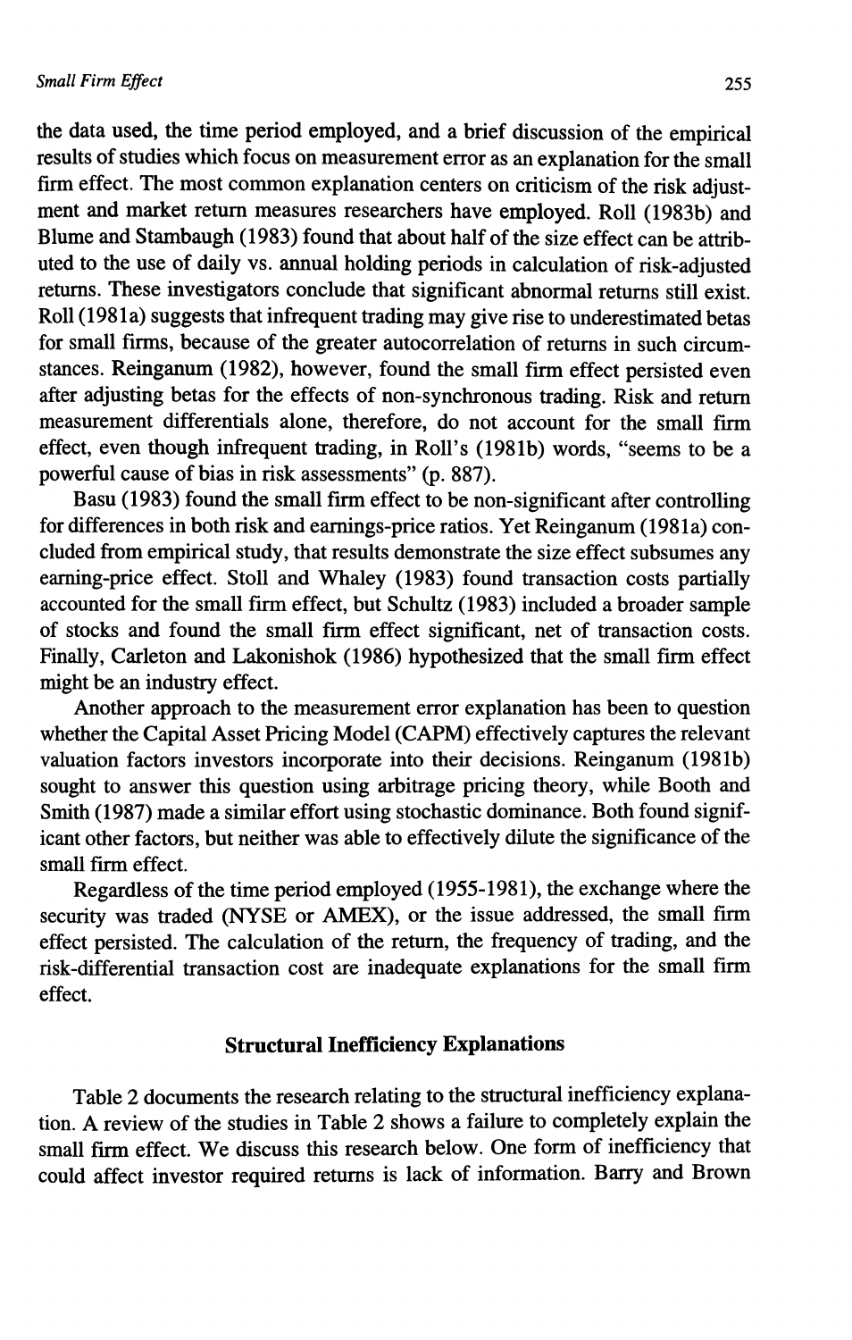the data used, the time period employed, and a brief discussion of the empirical results of studies which focus on measurement error as an explanation for the small firm effect. The most common explanation centers on criticism of the risk adjustment and market return measures researchers have employed. Roll (1983b) and Blume and Stambaugh (1983) found that about half of the size effect can be attributed to the use of daily vs. annual holding periods in calculation of risk-adjusted returns. These investigators conclude that significant abnormal returns still exist. Roll (1981a) suggests that infrequent trading may give rise to underestimated betas for small firms, because of the greater autocorrelation of returns in such circumstances. Reinganum (1982), however, found the small firm effect persisted even after adjusting betas for the effects of non-synchronous trading. Risk and return measurement differentials alone, therefore, do not account for the small firm effect, even though infrequent trading, in Roll's (1981b) words, "seems to be a powerful cause of bias in risk assessments" (p. 887).

Basu (1983) found the small firm effect to be non-significant after controlling for differences in both risk and earnings-price ratios. Yet Reinganum (1981a) concluded from empirical study, that results demonstrate the size effect subsumes any earning-price effect. Stoll and Whaley (1983) found transaction costs partially accounted for the small firm effect, but Schultz (1983) included a broader sample of stocks and found the small firm effect significant, net of transaction costs. Finally, Carleton and Lakonishok (1986) hypothesized that the small firm effect might be an industry effect.

Another approach to the measurement error explanation has been to question whether the Capital Asset Pricing Model (CAPM) effectively captures the relevant valuation factors investors incorporate into their decisions. Reinganum (1981b) sought to answer this question using arbitrage pricing theory, while Booth and Smith (1987) made a similar effort using stochastic dominance. Both found significant other factors, but neither was able to effectively dilute the significance of the small firm effect.

Regardless of the time period employed (1955-1981), the exchange where the security was traded (NYSE or AMEX), or the issue addressed, the small firm effect persisted. The calculation of the return, the frequency of trading, and the risk-differential transaction cost are inadequate explanations for the small firm effect.

## Structural Inefficiency Explanations

Table 2 documents the research relating to the structural inefficiency explanation. A review of the studies in Table 2 shows a failure to completely explain the small firm effect. We discuss this research below. One form of inefficiency that could affect investor required returns is lack of information. Barry and Brown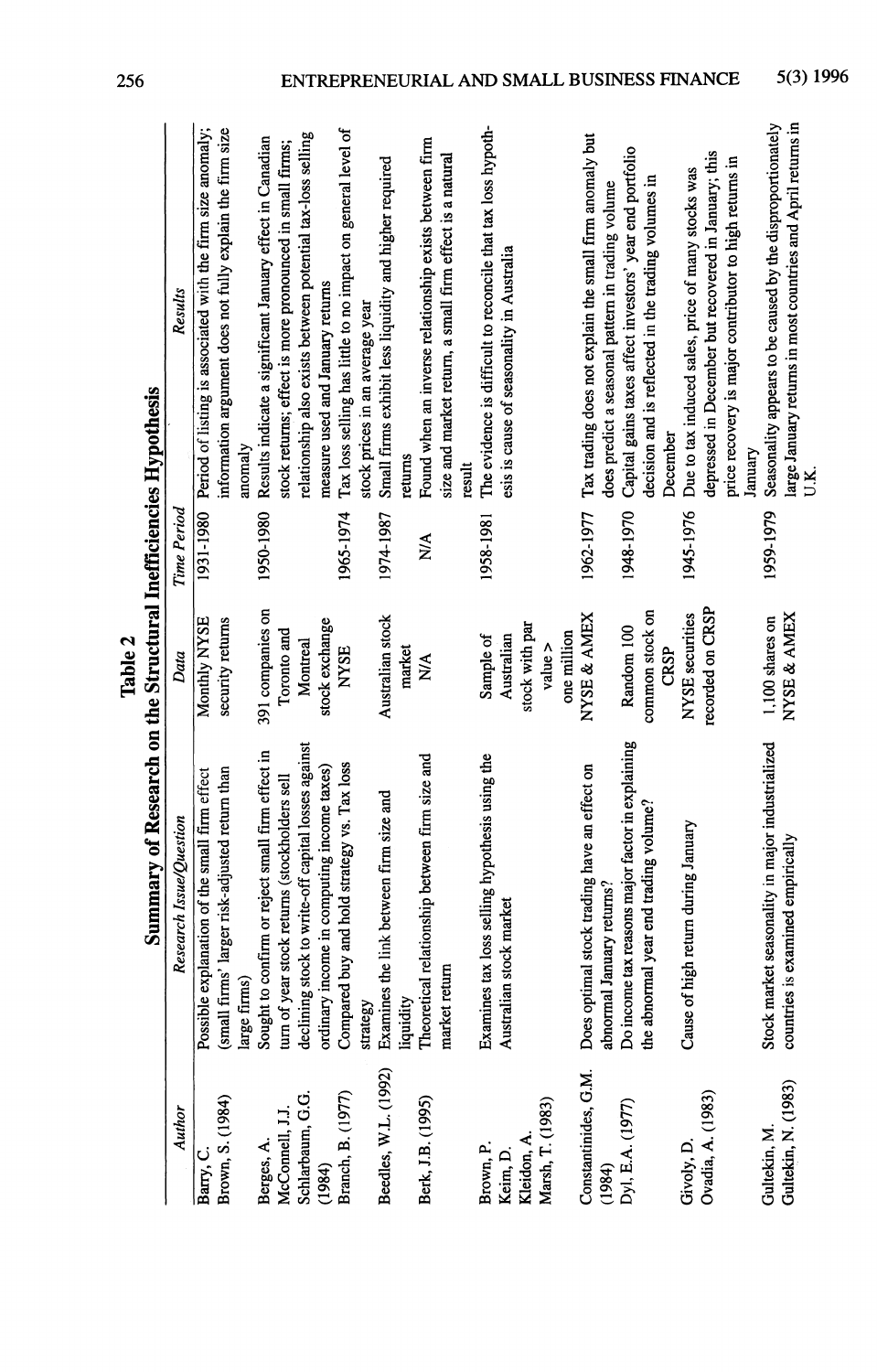# Table 2

## Summary of Research on the Structural Inefficiencies Hypothesis

| Author | Research Issue/Question | Data | Time Period | Results |
|---|---|---|---|---|
| Barry, C. Brown, S. (1984) | Possible explanation of the small firm effect (small firms' larger risk-adjusted return than large firms) | Monthly NYSE security returns | 1931-1980 | Period of listing is associated with the firm size anomaly; information argument does not fully explain the firm size anomaly |
| Berges, A. McConnell, J.J. Schlarbaum, G.G. (1984) | Sought to confirm or reject small firm effect in turn of year stock returns (stockholders sell declining stock to write-off capital losses against ordinary income in computing income taxes) | 391 companies on Toronto and Montreal stock exchange | 1950-1980 | Results indicate a significant January effect in Canadian stock returns; effect is more pronounced in small firms; relationship also exists between potential tax-loss selling measure used and January returns |
| Branch, B. (1977) | Compared buy and hold strategy vs. Tax loss strategy | NYSE | 1965-1974 | Tax loss selling has little to no impact on general level of stock prices in an average year |
| Beedles, W.L. (1992) | Examines the link between firm size and liquidity | Australian stock market | 1974-1987 | Small firms exhibit less liquidity and higher required returns |
| Berk, J.B. (1995) | Theoretical relationship between firm size and market return | N/A | N/A | Found when an inverse relationship exists between firm size and market return, a small firm effect is a natural result |
| Brown, P. Keim, D. Kleidon, A. Marsh, T. (1983) | Examines tax loss selling hypothesis using the Australian stock market | Sample of Australian stock with par value > one million | 1958-1981 | The evidence is difficult to reconcile that tax loss hypothesis is cause of seasonality in Australia |
| Constantinides, G.M. (1984) | Does optimal stock trading have an effect on abnormal January returns? | NYSE & AMEX | 1962-1977 | Tax trading does not explain the small firm anomaly but does predict a seasonal pattern in trading volume |
| Dyl, E.A. (1977) | Do income tax reasons major factor in explaining the abnormal year end trading volume? | Random 100 common stock on CRSP | 1948-1970 | Capital gains taxes affect investors' year end portfolio decision and is reflected in the trading volumes in December |
| Givoly, D. Ovadia, A. (1983) | Cause of high return during January | NYSE securities recorded on CRSP | 1945-1976 | Due to tax induced sales, price of many stocks was depressed in December but recovered in January; this price recovery is major contributor to high returns in January |
| Gultekin, M. Gultekin, N. (1983) | Stock market seasonality in major industrialized countries is examined empirically | 1,100 shares on NYSE & AMEX | 1959-1979 | Seasonality appears to be caused by the disproportionately large January returns in most countries and April returns in U.K. |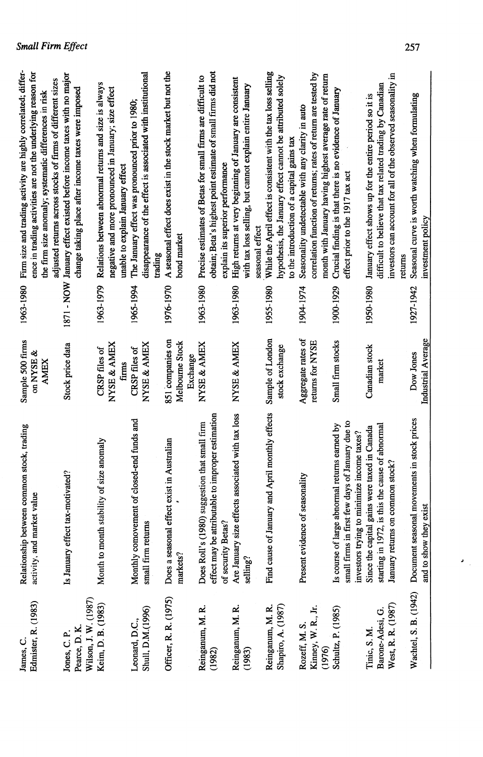| | | | | |
|---|---|---|---|---|
| James, C. Edmister, R. (1983) | Relationship between common stock, trading activity, and market value | Sample 500 firms on NYSE & AMEX | 1963-1980 | Firm size and trading activity are highly correlated; difference in trading activities are not the underlying reason for the firm size anomaly; systematic differences in risk adjusted returns across stocks of firms of different sizes |
| Jones, C. P. Pearce, D. K. Wilson, J. W. (1987) | Is January effect tax-motivated? | Stock price data | 1871 - NOW | January effect existed before income taxes with no major change taking place after income taxes were imposed |
| Keim, D. B. (1983) | Month to month stability of size anomaly | CRSP files of NYSE & AMEX firms | 1963-1979 | Relations between abnormal returns and size is always negative and more pronounced in January; size effect unable to explain January effect |
| Leonard, D.C., Shull, D.M.(1996) | Monthly comovement of closed-end funds and small firm returns | CRSP files of NYSE & AMEX | 1965-1994 | The January effect was pronounced prior to 1980; disappearance of the effect is associated with institutional trading |
| Officer, R. R. (1975) | Does a seasonal effect exist in Australian markets? | 851 companies on Melbourne Stock Exchange | 1976-1970 | A seasonal effect does exist in the stock market but not the bond market |
| Reinganum, M. R. (1982) | Does Roll's (1980) suggestion that small firm effect may be attributable to improper estimation of security Betas? | NYSE & AMEX | 1963-1980 | Precise estimates of Betas for small firms are difficult to obtain; Beta's highest point estimate of small firms did not explain its superior performance |
| Reinganum, M. R. (1983) | Are January size effects associated with tax loss selling? | NYSE & AMEX | 1963-1980 | High returns at very beginning of January are consistent with tax loss selling, but cannot explain entire January seasonal effect |
| Reinganum, M. R. Shapiro, A. (1987) | Find cause of January and April monthly effects | Sample of London stock exchange | 1955-1980 | While the April effect is consistent with the tax loss selling hypothesis, the January effect cannot be attributed solely to the introduction of a capital gains tax |
| Rozeff, M. S. Kinney, W. R., Jr. (1976) | Present evidence of seasonality | Aggregate rates of returns for NYSE | 1904-1974 | Seasonality undetectable with any clarity in auto correlation function of returns; rates of return are tested by month with January having highest average rate of return |
| Schultz, P. (1985) | Is course of large abnormal returns earned by small firms in first few days of January due to investors trying to minimize income taxes? | Small firm stocks | 1900-1929 | Crucial finding is that there is no evidence of January effect prior to the 1917 tax act |
| Tinic, S. M. Barone-Adesi, G. West, R. R. (1987) | Since the capital gains were taxed in Canada starting in 1972, is this the cause of abnormal January returns on common stock? | Canadian stock market | 1950-1980 | January effect shows up for the entire period so it is difficult to believe that tax related trading by Canadian investors can account for all of the observed seasonality in returns |
| Wachtel, S. B. (1942) | Document seasonal movements in stock prices and to show they exist | Dow Jones Industrial Average | 1927-1942 | Seasonal curve is worth watching when formulating investment policy |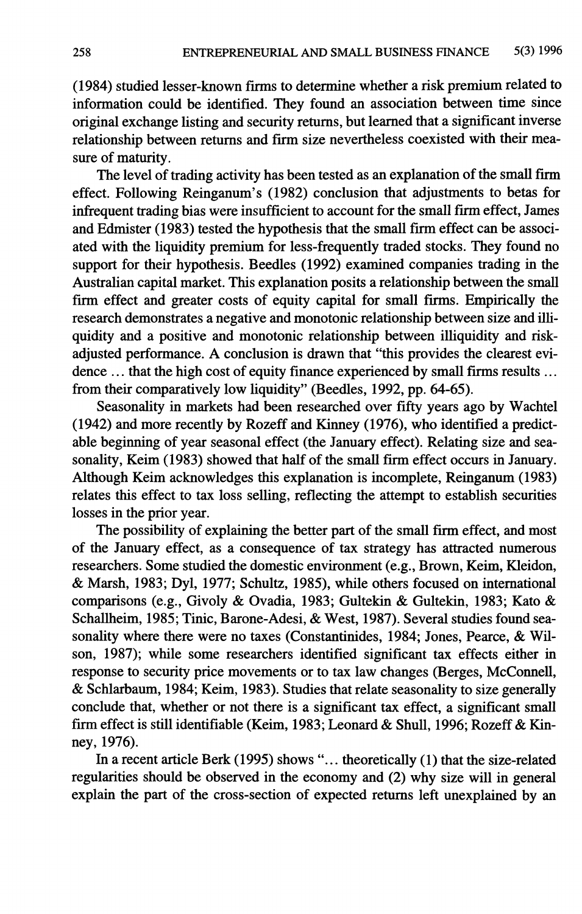(1984) studied lesser-known firms to determine whether a risk premium related to information could be identified. They found an association between time since original exchange listing and security returns, but learned that a significant inverse relationship between returns and firm size nevertheless coexisted with their measure of maturity.

The level of trading activity has been tested as an explanation of the small firm effect. Following Reinganum's (1982) conclusion that adjustments to betas for infrequent trading bias were insufficient to account for the small firm effect, James and Edmister (1983) tested the hypothesis that the small firm effect can be associated with the liquidity premium for less-frequently traded stocks. They found no support for their hypothesis. Beedles (1992) examined companies trading in the Australian capital market. This explanation posits a relationship between the small firm effect and greater costs of equity capital for small firms. Empirically the research demonstrates a negative and monotonic relationship between size and illiquidity and a positive and monotonic relationship between illiquidity and risk-adjusted performance. A conclusion is drawn that "this provides the clearest evidence … that the high cost of equity finance experienced by small firms results … from their comparatively low liquidity" (Beedles, 1992, pp. 64-65).

Seasonality in markets had been researched over fifty years ago by Wachtel (1942) and more recently by Rozeff and Kinney (1976), who identified a predictable beginning of year seasonal effect (the January effect). Relating size and seasonality, Keim (1983) showed that half of the small firm effect occurs in January. Although Keim acknowledges this explanation is incomplete, Reinganum (1983) relates this effect to tax loss selling, reflecting the attempt to establish securities losses in the prior year.

The possibility of explaining the better part of the small firm effect, and most of the January effect, as a consequence of tax strategy has attracted numerous researchers. Some studied the domestic environment (e.g., Brown, Keim, Kleidon, & Marsh, 1983; Dyl, 1977; Schultz, 1985), while others focused on international comparisons (e.g., Givoly & Ovadia, 1983; Gultekin & Gultekin, 1983; Kato & Schallheim, 1985; Tinic, Barone-Adesi, & West, 1987). Several studies found seasonality where there were no taxes (Constantinides, 1984; Jones, Pearce, & Wilson, 1987); while some researchers identified significant tax effects either in response to security price movements or to tax law changes (Berges, McConnell, & Schlarbaum, 1984; Keim, 1983). Studies that relate seasonality to size generally conclude that, whether or not there is a significant tax effect, a significant small firm effect is still identifiable (Keim, 1983; Leonard & Shull, 1996; Rozeff & Kinney, 1976).

In a recent article Berk (1995) shows "… theoretically (1) that the size-related regularities should be observed in the economy and (2) why size will in general explain the part of the cross-section of expected returns left unexplained by an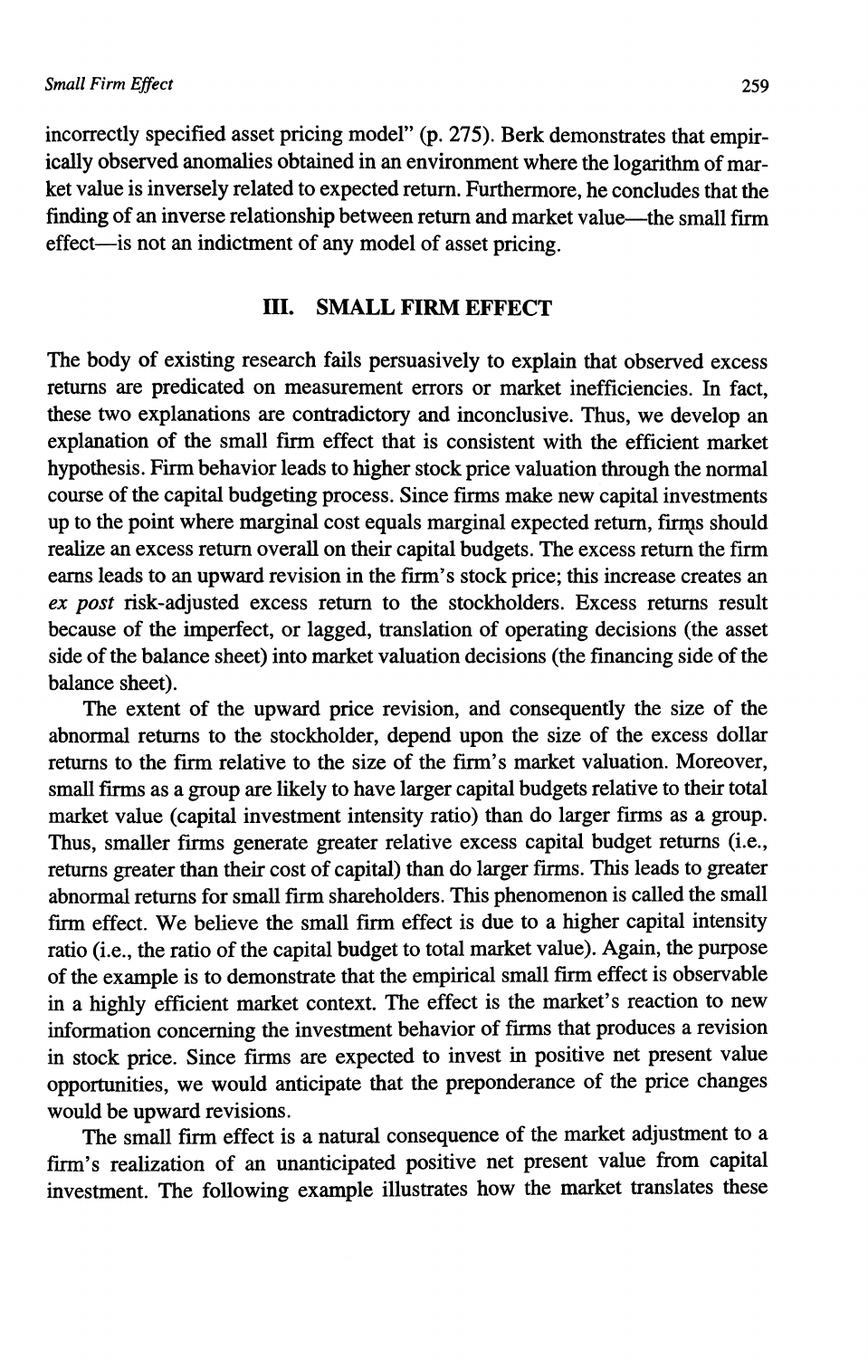incorrectly specified asset pricing model" (p. 275). Berk demonstrates that empirically observed anomalies obtained in an environment where the logarithm of market value is inversely related to expected return. Furthermore, he concludes that the finding of an inverse relationship between return and market value—the small firm effect—is not an indictment of any model of asset pricing.

## III. SMALL FIRM EFFECT

The body of existing research fails persuasively to explain that observed excess returns are predicated on measurement errors or market inefficiencies. In fact, these two explanations are contradictory and inconclusive. Thus, we develop an explanation of the small firm effect that is consistent with the efficient market hypothesis. Firm behavior leads to higher stock price valuation through the normal course of the capital budgeting process. Since firms make new capital investments up to the point where marginal cost equals marginal expected return, firms should realize an excess return overall on their capital budgets. The excess return the firm earns leads to an upward revision in the firm's stock price; this increase creates an *ex post* risk-adjusted excess return to the stockholders. Excess returns result because of the imperfect, or lagged, translation of operating decisions (the asset side of the balance sheet) into market valuation decisions (the financing side of the balance sheet).

The extent of the upward price revision, and consequently the size of the abnormal returns to the stockholder, depend upon the size of the excess dollar returns to the firm relative to the size of the firm's market valuation. Moreover, small firms as a group are likely to have larger capital budgets relative to their total market value (capital investment intensity ratio) than do larger firms as a group. Thus, smaller firms generate greater relative excess capital budget returns (i.e., returns greater than their cost of capital) than do larger firms. This leads to greater abnormal returns for small firm shareholders. This phenomenon is called the small firm effect. We believe the small firm effect is due to a higher capital intensity ratio (i.e., the ratio of the capital budget to total market value). Again, the purpose of the example is to demonstrate that the empirical small firm effect is observable in a highly efficient market context. The effect is the market's reaction to new information concerning the investment behavior of firms that produces a revision in stock price. Since firms are expected to invest in positive net present value opportunities, we would anticipate that the preponderance of the price changes would be upward revisions.

The small firm effect is a natural consequence of the market adjustment to a firm's realization of an unanticipated positive net present value from capital investment. The following example illustrates how the market translates these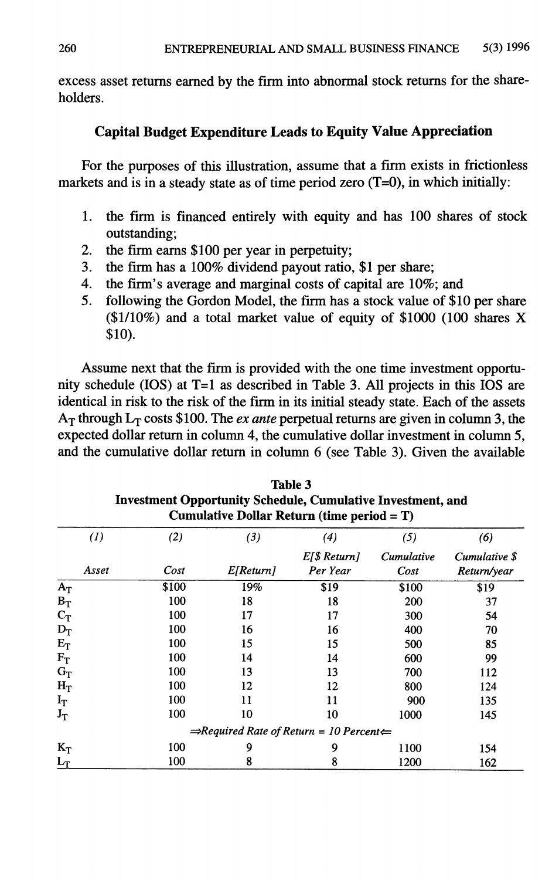excess asset returns earned by the firm into abnormal stock returns for the shareholders.

## Capital Budget Expenditure Leads to Equity Value Appreciation

For the purposes of this illustration, assume that a firm exists in frictionless markets and is in a steady state as of time period zero (T=0), in which initially:

1. the firm is financed entirely with equity and has 100 shares of stock outstanding;
2. the firm earns $100 per year in perpetuity;
3. the firm has a 100% dividend payout ratio, $1 per share;
4. the firm's average and marginal costs of capital are 10%; and
5. following the Gordon Model, the firm has a stock value of $10 per share ($1/10%) and a total market value of equity of $1000 (100 shares X $10).

Assume next that the firm is provided with the one time investment opportunity schedule (IOS) at T=1 as described in Table 3. All projects in this IOS are identical in risk to the risk of the firm in its initial steady state. Each of the assets $A_T$ through $L_T$ costs $100. The *ex ante* perpetual returns are given in column 3, the expected dollar return in column 4, the cumulative dollar investment in column 5, and the cumulative dollar return in column 6 (see Table 3). Given the available

**Table 3**
**Investment Opportunity Schedule, Cumulative Investment, and Cumulative Dollar Return (time period = T)**

| (1) Asset | (2) Cost | (3) E[Return] | (4) E[$ Return] Per Year | (5) Cumulative Cost | (6) Cumulative $ Return/year |
|---|---|---|---|---|---|
| $A_T$ | $100 | 19% | $19 | $100 | $19 |
| $B_T$ | 100 | 18 | 18 | 200 | 37 |
| $C_T$ | 100 | 17 | 17 | 300 | 54 |
| $D_T$ | 100 | 16 | 16 | 400 | 70 |
| $E_T$ | 100 | 15 | 15 | 500 | 85 |
| $F_T$ | 100 | 14 | 14 | 600 | 99 |
| $G_T$ | 100 | 13 | 13 | 700 | 112 |
| $H_T$ | 100 | 12 | 12 | 800 | 124 |
| $I_T$ | 100 | 11 | 11 | 900 | 135 |
| $J_T$ | 100 | 10 | 10 | 1000 | 145 |
| | | ⇒*Required Rate of Return = 10 Percent*⇐ | | | |
| $K_T$ | 100 | 9 | 9 | 1100 | 154 |
| $L_T$ | 100 | 8 | 8 | 1200 | 162 |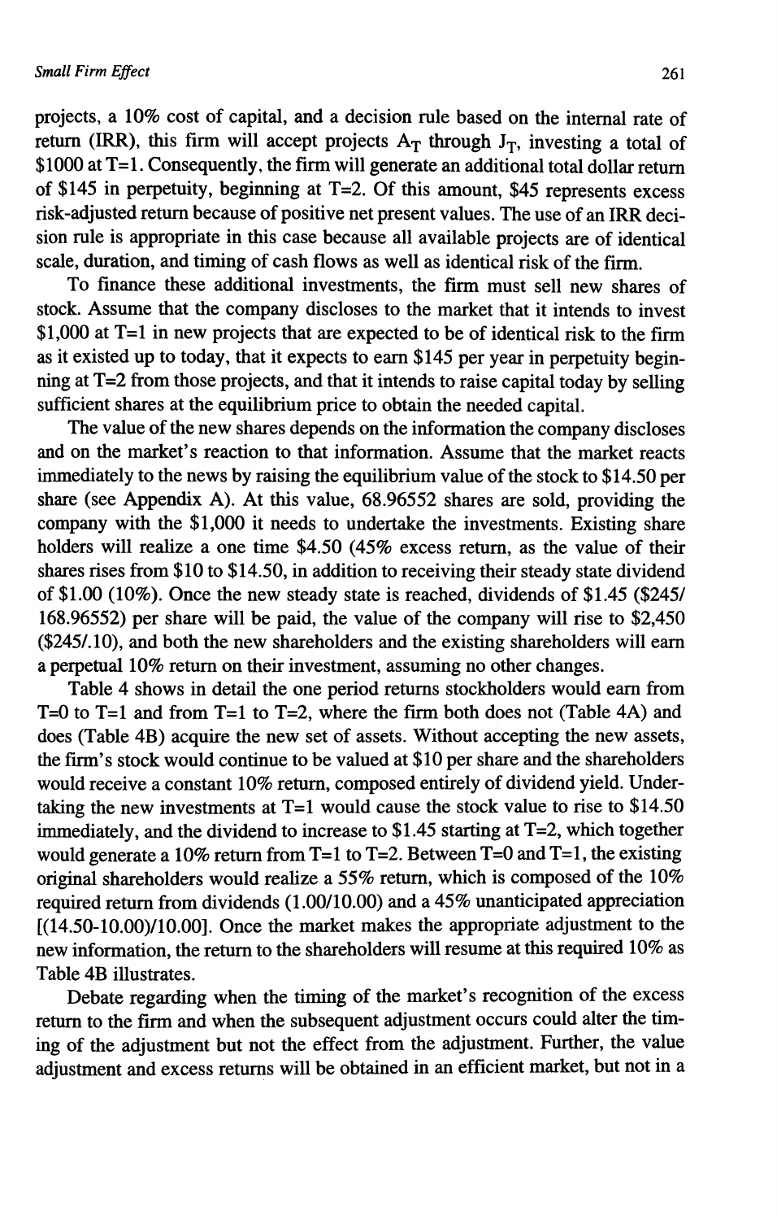projects, a 10% cost of capital, and a decision rule based on the internal rate of return (IRR), this firm will accept projects $A_T$ through $J_T$, investing a total of $1000 at T=1. Consequently, the firm will generate an additional total dollar return of $145 in perpetuity, beginning at T=2. Of this amount, $45 represents excess risk-adjusted return because of positive net present values. The use of an IRR decision rule is appropriate in this case because all available projects are of identical scale, duration, and timing of cash flows as well as identical risk of the firm.

To finance these additional investments, the firm must sell new shares of stock. Assume that the company discloses to the market that it intends to invest $1,000 at T=1 in new projects that are expected to be of identical risk to the firm as it existed up to today, that it expects to earn $145 per year in perpetuity beginning at T=2 from those projects, and that it intends to raise capital today by selling sufficient shares at the equilibrium price to obtain the needed capital.

The value of the new shares depends on the information the company discloses and on the market's reaction to that information. Assume that the market reacts immediately to the news by raising the equilibrium value of the stock to $14.50 per share (see Appendix A). At this value, 68.96552 shares are sold, providing the company with the $1,000 it needs to undertake the investments. Existing share holders will realize a one time $4.50 (45% excess return, as the value of their shares rises from $10 to $14.50, in addition to receiving their steady state dividend of $1.00 (10%). Once the new steady state is reached, dividends of $1.45 ($245/168.96552) per share will be paid, the value of the company will rise to $2,450 ($245/.10), and both the new shareholders and the existing shareholders will earn a perpetual 10% return on their investment, assuming no other changes.

Table 4 shows in detail the one period returns stockholders would earn from T=0 to T=1 and from T=1 to T=2, where the firm both does not (Table 4A) and does (Table 4B) acquire the new set of assets. Without accepting the new assets, the firm's stock would continue to be valued at $10 per share and the shareholders would receive a constant 10% return, composed entirely of dividend yield. Undertaking the new investments at T=1 would cause the stock value to rise to $14.50 immediately, and the dividend to increase to $1.45 starting at T=2, which together would generate a 10% return from T=1 to T=2. Between T=0 and T=1, the existing original shareholders would realize a 55% return, which is composed of the 10% required return from dividends (1.00/10.00) and a 45% unanticipated appreciation [(14.50-10.00)/10.00]. Once the market makes the appropriate adjustment to the new information, the return to the shareholders will resume at this required 10% as Table 4B illustrates.

Debate regarding when the timing of the market's recognition of the excess return to the firm and when the subsequent adjustment occurs could alter the timing of the adjustment but not the effect from the adjustment. Further, the value adjustment and excess returns will be obtained in an efficient market, but not in a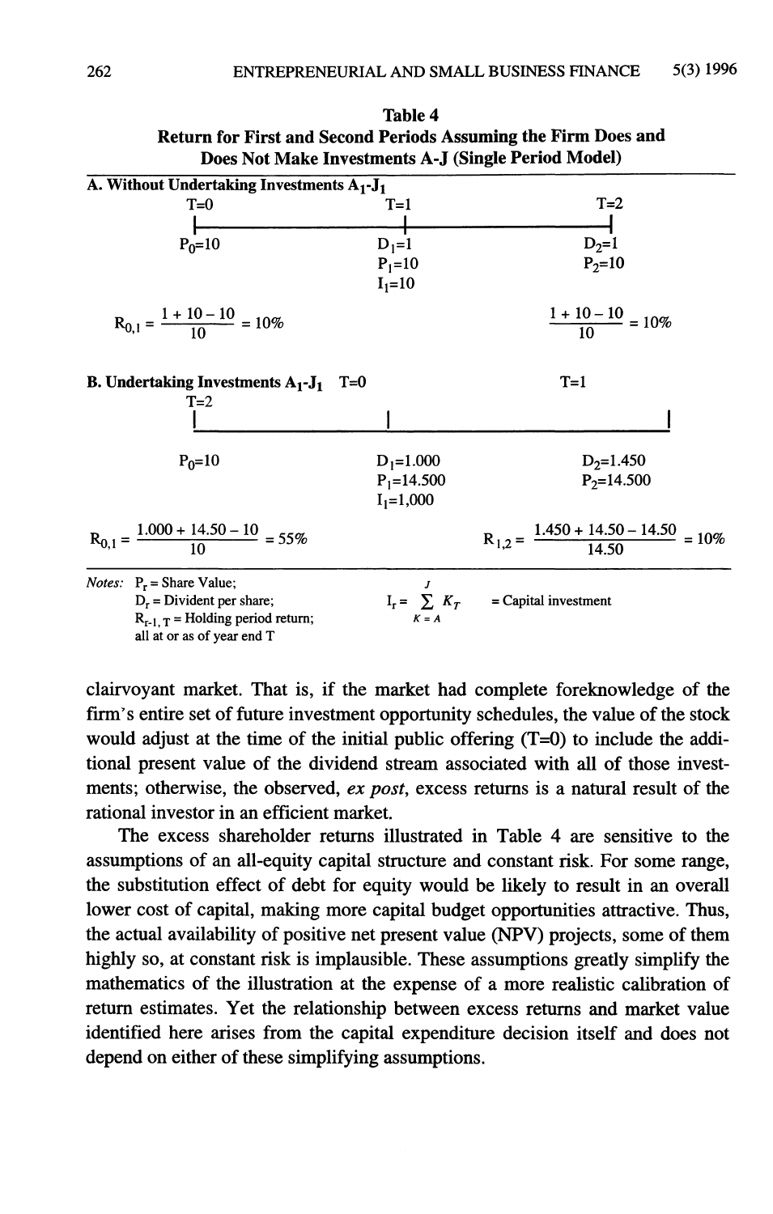**Table 4**
**Return for First and Second Periods Assuming the Firm Does and Does Not Make Investments A-J (Single Period Model)**

**A. Without Undertaking Investments $A_1$-$J_1$**

| T=0 | T=1 | T=2 |
|---|---|---|
| $P_0$=10 | $D_1$=1 | $D_2$=1 |
| | $P_1$=10 | $P_2$=10 |
| | $I_1$=10 | |

$$R_{0,1} = \frac{1 + 10 - 10}{10} = 10\% \qquad\qquad \frac{1 + 10 - 10}{10} = 10\%$$

**B. Undertaking Investments $A_1$-$J_1$** T=0 T=1 T=2

| T=0 | T=1 | T=2 |
|---|---|---|
| $P_0$=10 | $D_1$=1.000 | $D_2$=1.450 |
| | $P_1$=14.500 | $P_2$=14.500 |
| | $I_1$=1,000 | |

$$R_{0,1} = \frac{1.000 + 14.50 - 10}{10} = 55\% \qquad\qquad R_{1,2} = \frac{1.450 + 14.50 - 14.50}{14.50} = 10\%$$

*Notes:* $P_r$ = Share Value;
$D_r$ = Divident per share;
$R_{r\text{-}1,T}$ = Holding period return;
all at or as of year end T

$I_r = \sum_{K=A}^{J} K_T$ = Capital investment

clairvoyant market. That is, if the market had complete foreknowledge of the firm's entire set of future investment opportunity schedules, the value of the stock would adjust at the time of the initial public offering (T=0) to include the additional present value of the dividend stream associated with all of those investments; otherwise, the observed, *ex post*, excess returns is a natural result of the rational investor in an efficient market.

The excess shareholder returns illustrated in Table 4 are sensitive to the assumptions of an all-equity capital structure and constant risk. For some range, the substitution effect of debt for equity would be likely to result in an overall lower cost of capital, making more capital budget opportunities attractive. Thus, the actual availability of positive net present value (NPV) projects, some of them highly so, at constant risk is implausible. These assumptions greatly simplify the mathematics of the illustration at the expense of a more realistic calibration of return estimates. Yet the relationship between excess returns and market value identified here arises from the capital expenditure decision itself and does not depend on either of these simplifying assumptions.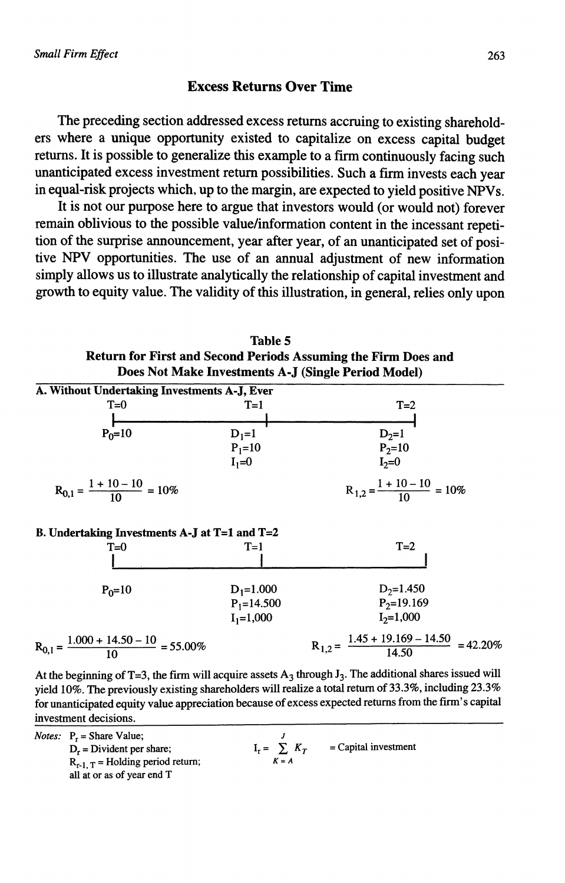## Excess Returns Over Time

The preceding section addressed excess returns accruing to existing shareholders where a unique opportunity existed to capitalize on excess capital budget returns. It is possible to generalize this example to a firm continuously facing such unanticipated excess investment return possibilities. Such a firm invests each year in equal-risk projects which, up to the margin, are expected to yield positive NPVs.

It is not our purpose here to argue that investors would (or would not) forever remain oblivious to the possible value/information content in the incessant repetition of the surprise announcement, year after year, of an unanticipated set of positive NPV opportunities. The use of an annual adjustment of new information simply allows us to illustrate analytically the relationship of capital investment and growth to equity value. The validity of this illustration, in general, relies only upon

**Table 5**
**Return for First and Second Periods Assuming the Firm Does and Does Not Make Investments A-J (Single Period Model)**

**A. Without Undertaking Investments A-J, Ever**

| T=0 | T=1 | T=2 |
|---|---|---|
| $P_0=10$ | $D_1=1$ | $D_2=1$ |
| | $P_1=10$ | $P_2=10$ |
| | $I_1=0$ | $I_2=0$ |

$$R_{0,1} = \frac{1 + 10 - 10}{10} = 10\% \qquad R_{1,2} = \frac{1 + 10 - 10}{10} = 10\%$$

**B. Undertaking Investments A-J at T=1 and T=2**

| T=0 | T=1 | T=2 |
|---|---|---|
| $P_0=10$ | $D_1=1.000$ | $D_2=1.450$ |
| | $P_1=14.500$ | $P_2=19.169$ |
| | $I_1=1{,}000$ | $I_2=1{,}000$ |

$$R_{0,1} = \frac{1.000 + 14.50 - 10}{10} = 55.00\% \qquad R_{1,2} = \frac{1.45 + 19.169 - 14.50}{14.50} = 42.20\%$$

At the beginning of T=3, the firm will acquire assets $A_3$ through $J_3$. The additional shares issued will yield 10%. The previously existing shareholders will realize a total return of 33.3%, including 23.3% for unanticipated equity value appreciation because of excess expected returns from the firm's capital investment decisions.

*Notes:* $P_T$ = Share Value;
$D_T$ = Divident per share;
$R_{T-1,T}$ = Holding period return;
all at or as of year end T

$I_T = \sum_{K=A}^{J} K_T$ = Capital investment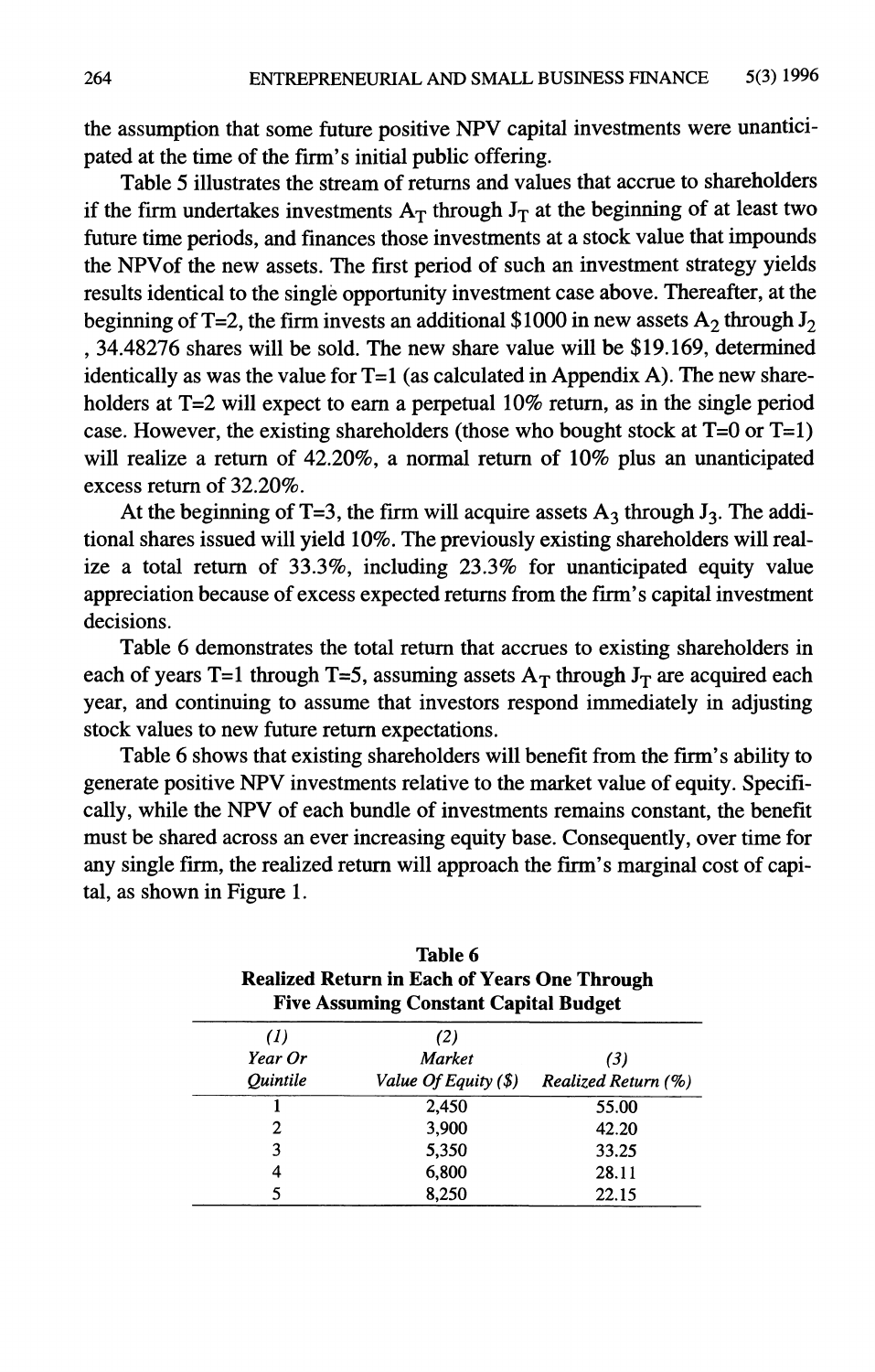the assumption that some future positive NPV capital investments were unanticipated at the time of the firm's initial public offering.

Table 5 illustrates the stream of returns and values that accrue to shareholders if the firm undertakes investments $A_T$ through $J_T$ at the beginning of at least two future time periods, and finances those investments at a stock value that impounds the NPVof the new assets. The first period of such an investment strategy yields results identical to the single opportunity investment case above. Thereafter, at the beginning of T=2, the firm invests an additional $1000 in new assets $A_2$ through $J_2$ , 34.48276 shares will be sold. The new share value will be $19.169, determined identically as was the value for T=1 (as calculated in Appendix A). The new shareholders at T=2 will expect to earn a perpetual 10% return, as in the single period case. However, the existing shareholders (those who bought stock at T=0 or T=1) will realize a return of 42.20%, a normal return of 10% plus an unanticipated excess return of 32.20%.

At the beginning of T=3, the firm will acquire assets $A_3$ through $J_3$. The additional shares issued will yield 10%. The previously existing shareholders will realize a total return of 33.3%, including 23.3% for unanticipated equity value appreciation because of excess expected returns from the firm's capital investment decisions.

Table 6 demonstrates the total return that accrues to existing shareholders in each of years T=1 through T=5, assuming assets $A_T$ through $J_T$ are acquired each year, and continuing to assume that investors respond immediately in adjusting stock values to new future return expectations.

Table 6 shows that existing shareholders will benefit from the firm's ability to generate positive NPV investments relative to the market value of equity. Specifically, while the NPV of each bundle of investments remains constant, the benefit must be shared across an ever increasing equity base. Consequently, over time for any single firm, the realized return will approach the firm's marginal cost of capital, as shown in Figure 1.

**Table 6**
**Realized Return in Each of Years One Through Five Assuming Constant Capital Budget**

| (1) Year Or Quintile | (2) Market Value Of Equity ($) | (3) Realized Return (%) |
|---|---|---|
| 1 | 2,450 | 55.00 |
| 2 | 3,900 | 42.20 |
| 3 | 5,350 | 33.25 |
| 4 | 6,800 | 28.11 |
| 5 | 8,250 | 22.15 |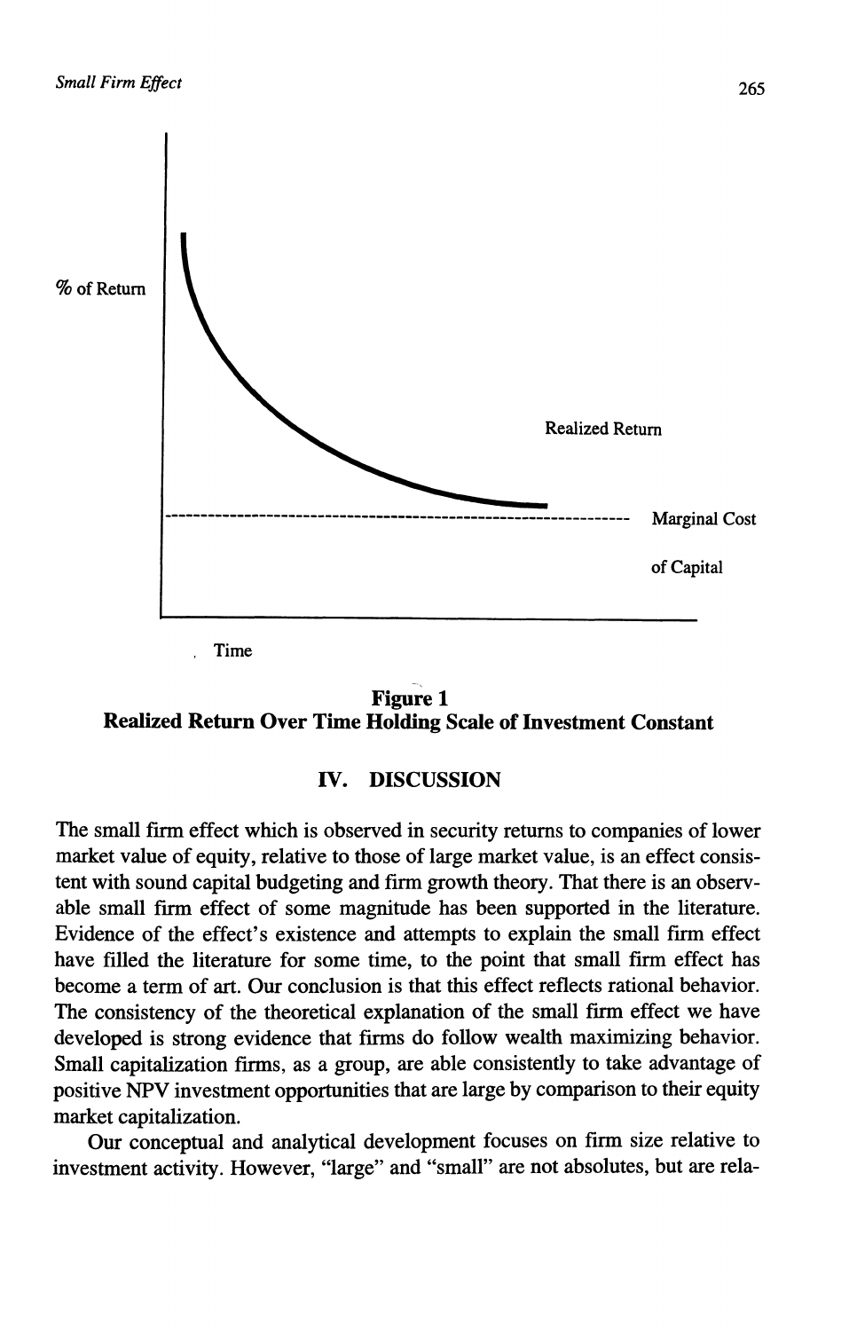% of Return

Realized Return

Marginal Cost of Capital

Time

**Figure 1**
**Realized Return Over Time Holding Scale of Investment Constant**

## IV. DISCUSSION

The small firm effect which is observed in security returns to companies of lower market value of equity, relative to those of large market value, is an effect consistent with sound capital budgeting and firm growth theory. That there is an observable small firm effect of some magnitude has been supported in the literature. Evidence of the effect's existence and attempts to explain the small firm effect have filled the literature for some time, to the point that small firm effect has become a term of art. Our conclusion is that this effect reflects rational behavior. The consistency of the theoretical explanation of the small firm effect we have developed is strong evidence that firms do follow wealth maximizing behavior. Small capitalization firms, as a group, are able consistently to take advantage of positive NPV investment opportunities that are large by comparison to their equity market capitalization.

Our conceptual and analytical development focuses on firm size relative to investment activity. However, "large" and "small" are not absolutes, but are rela-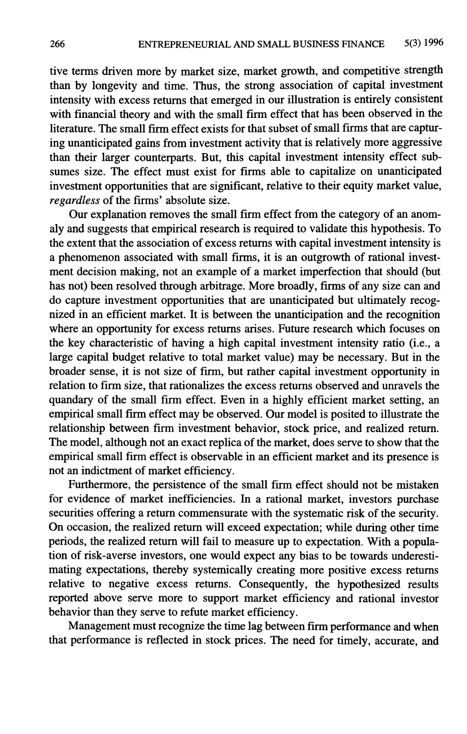tive terms driven more by market size, market growth, and competitive strength than by longevity and time. Thus, the strong association of capital investment intensity with excess returns that emerged in our illustration is entirely consistent with financial theory and with the small firm effect that has been observed in the literature. The small firm effect exists for that subset of small firms that are capturing unanticipated gains from investment activity that is relatively more aggressive than their larger counterparts. But, this capital investment intensity effect subsumes size. The effect must exist for firms able to capitalize on unanticipated investment opportunities that are significant, relative to their equity market value, *regardless* of the firms' absolute size.

Our explanation removes the small firm effect from the category of an anomaly and suggests that empirical research is required to validate this hypothesis. To the extent that the association of excess returns with capital investment intensity is a phenomenon associated with small firms, it is an outgrowth of rational investment decision making, not an example of a market imperfection that should (but has not) been resolved through arbitrage. More broadly, firms of any size can and do capture investment opportunities that are unanticipated but ultimately recognized in an efficient market. It is between the unanticipation and the recognition where an opportunity for excess returns arises. Future research which focuses on the key characteristic of having a high capital investment intensity ratio (i.e., a large capital budget relative to total market value) may be necessary. But in the broader sense, it is not size of firm, but rather capital investment opportunity in relation to firm size, that rationalizes the excess returns observed and unravels the quandary of the small firm effect. Even in a highly efficient market setting, an empirical small firm effect may be observed. Our model is posited to illustrate the relationship between firm investment behavior, stock price, and realized return. The model, although not an exact replica of the market, does serve to show that the empirical small firm effect is observable in an efficient market and its presence is not an indictment of market efficiency.

Furthermore, the persistence of the small firm effect should not be mistaken for evidence of market inefficiencies. In a rational market, investors purchase securities offering a return commensurate with the systematic risk of the security. On occasion, the realized return will exceed expectation; while during other time periods, the realized return will fail to measure up to expectation. With a population of risk-averse investors, one would expect any bias to be towards underestimating expectations, thereby systemically creating more positive excess returns relative to negative excess returns. Consequently, the hypothesized results reported above serve more to support market efficiency and rational investor behavior than they serve to refute market efficiency.

Management must recognize the time lag between firm performance and when that performance is reflected in stock prices. The need for timely, accurate, and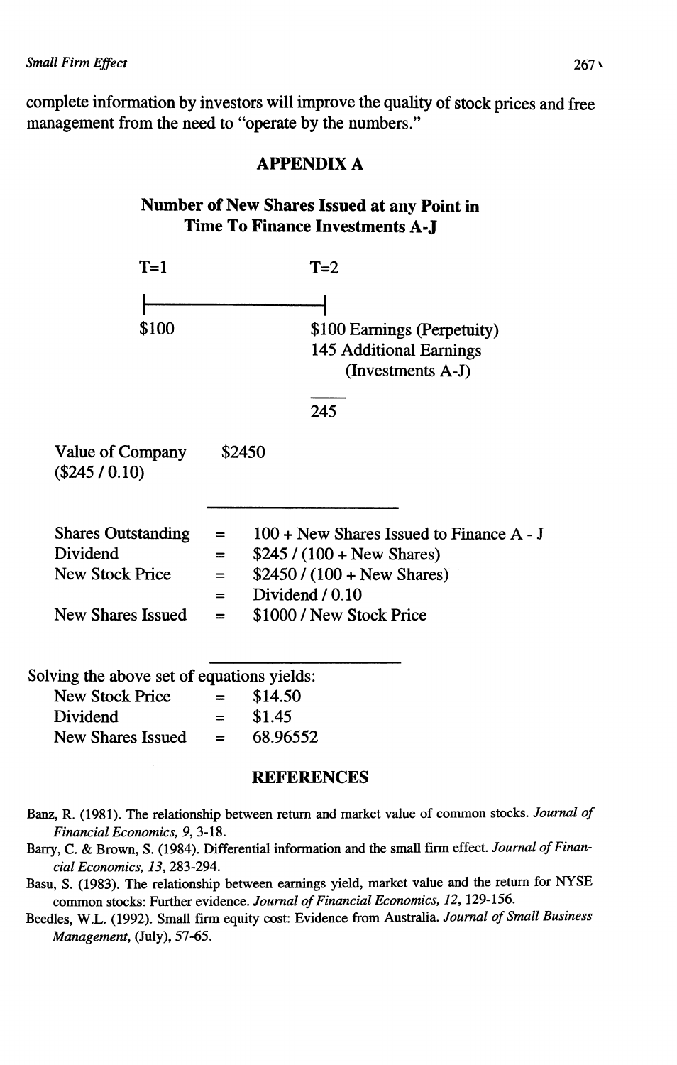complete information by investors will improve the quality of stock prices and free management from the need to "operate by the numbers."

## APPENDIX A

### Number of New Shares Issued at any Point in Time To Finance Investments A-J

| T=1 | T=2 |
|---|---|
| $100 | $100 Earnings (Perpetuity) |
| | 145 Additional Earnings (Investments A-J) |
| | 245 |

| | |
|---|---|
| Value of Company ($245 / 0.10) | $2450 |

| | | |
|---|---|---|
| Shares Outstanding | = | 100 + New Shares Issued to Finance A - J |
| Dividend | = | $245 / (100 + New Shares) |
| New Stock Price | = | $2450 / (100 + New Shares) |
| | = | Dividend / 0.10 |
| New Shares Issued | = | $1000 / New Stock Price |

Solving the above set of equations yields:

| | | |
|---|---|---|
| New Stock Price | = | $14.50 |
| Dividend | = | $1.45 |
| New Shares Issued | = | 68.96552 |

## REFERENCES

Banz, R. (1981). The relationship between return and market value of common stocks. *Journal of Financial Economics, 9*, 3-18.

Barry, C. & Brown, S. (1984). Differential information and the small firm effect. *Journal of Financial Economics, 13*, 283-294.

Basu, S. (1983). The relationship between earnings yield, market value and the return for NYSE common stocks: Further evidence. *Journal of Financial Economics, 12*, 129-156.

Beedles, W.L. (1992). Small firm equity cost: Evidence from Australia. *Journal of Small Business Management*, (July), 57-65.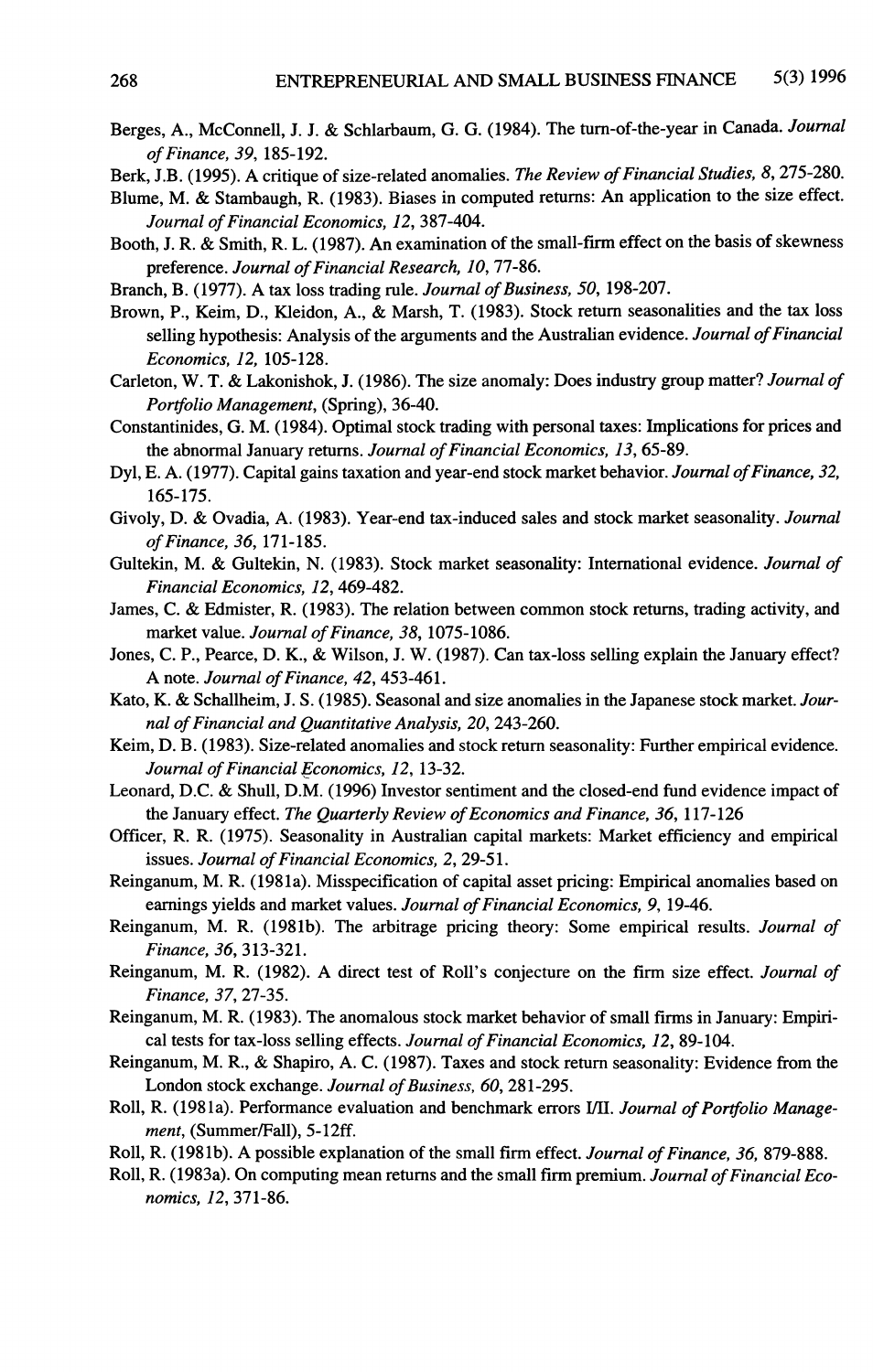Berges, A., McConnell, J. J. & Schlarbaum, G. G. (1984). The turn-of-the-year in Canada. *Journal of Finance, 39*, 185-192.

Berk, J.B. (1995). A critique of size-related anomalies. *The Review of Financial Studies, 8*, 275-280.

Blume, M. & Stambaugh, R. (1983). Biases in computed returns: An application to the size effect. *Journal of Financial Economics, 12*, 387-404.

Booth, J. R. & Smith, R. L. (1987). An examination of the small-firm effect on the basis of skewness preference. *Journal of Financial Research, 10*, 77-86.

Branch, B. (1977). A tax loss trading rule. *Journal of Business, 50*, 198-207.

Brown, P., Keim, D., Kleidon, A., & Marsh, T. (1983). Stock return seasonalities and the tax loss selling hypothesis: Analysis of the arguments and the Australian evidence. *Journal of Financial Economics, 12*, 105-128.

Carleton, W. T. & Lakonishok, J. (1986). The size anomaly: Does industry group matter? *Journal of Portfolio Management*, (Spring), 36-40.

Constantinides, G. M. (1984). Optimal stock trading with personal taxes: Implications for prices and the abnormal January returns. *Journal of Financial Economics, 13*, 65-89.

Dyl, E. A. (1977). Capital gains taxation and year-end stock market behavior. *Journal of Finance, 32*, 165-175.

Givoly, D. & Ovadia, A. (1983). Year-end tax-induced sales and stock market seasonality. *Journal of Finance, 36*, 171-185.

Gultekin, M. & Gultekin, N. (1983). Stock market seasonality: International evidence. *Journal of Financial Economics, 12*, 469-482.

James, C. & Edmister, R. (1983). The relation between common stock returns, trading activity, and market value. *Journal of Finance, 38*, 1075-1086.

Jones, C. P., Pearce, D. K., & Wilson, J. W. (1987). Can tax-loss selling explain the January effect? A note. *Journal of Finance, 42*, 453-461.

Kato, K. & Schallheim, J. S. (1985). Seasonal and size anomalies in the Japanese stock market. *Journal of Financial and Quantitative Analysis, 20*, 243-260.

Keim, D. B. (1983). Size-related anomalies and stock return seasonality: Further empirical evidence. *Journal of Financial Economics, 12*, 13-32.

Leonard, D.C. & Shull, D.M. (1996) Investor sentiment and the closed-end fund evidence impact of the January effect. *The Quarterly Review of Economics and Finance, 36*, 117-126

Officer, R. R. (1975). Seasonality in Australian capital markets: Market efficiency and empirical issues. *Journal of Financial Economics, 2*, 29-51.

Reinganum, M. R. (1981a). Misspecification of capital asset pricing: Empirical anomalies based on earnings yields and market values. *Journal of Financial Economics, 9*, 19-46.

Reinganum, M. R. (1981b). The arbitrage pricing theory: Some empirical results. *Journal of Finance, 36*, 313-321.

Reinganum, M. R. (1982). A direct test of Roll's conjecture on the firm size effect. *Journal of Finance, 37*, 27-35.

Reinganum, M. R. (1983). The anomalous stock market behavior of small firms in January: Empirical tests for tax-loss selling effects. *Journal of Financial Economics, 12*, 89-104.

Reinganum, M. R., & Shapiro, A. C. (1987). Taxes and stock return seasonality: Evidence from the London stock exchange. *Journal of Business, 60*, 281-295.

Roll, R. (1981a). Performance evaluation and benchmark errors I/II. *Journal of Portfolio Management*, (Summer/Fall), 5-12ff.

Roll, R. (1981b). A possible explanation of the small firm effect. *Journal of Finance, 36*, 879-888.

Roll, R. (1983a). On computing mean returns and the small firm premium. *Journal of Financial Economics, 12*, 371-86.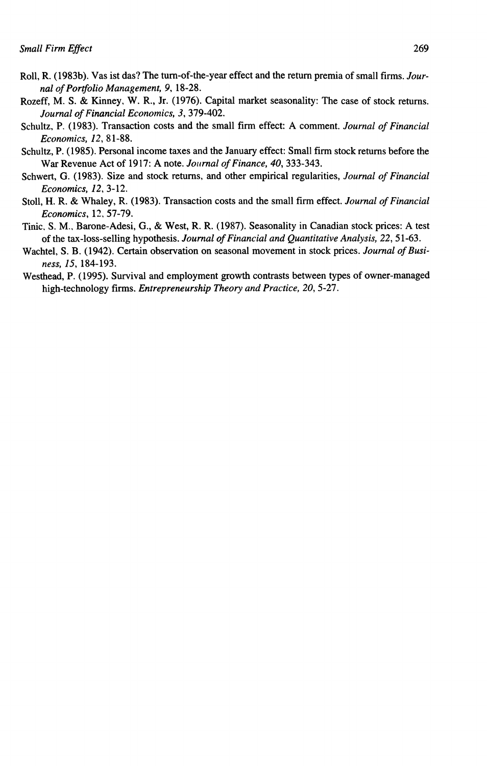Roll, R. (1983b). Vas ist das? The turn-of-the-year effect and the return premia of small firms. *Journal of Portfolio Management, 9*, 18-28.

Rozeff, M. S. & Kinney, W. R., Jr. (1976). Capital market seasonality: The case of stock returns. *Journal of Financial Economics, 3*, 379-402.

Schultz, P. (1983). Transaction costs and the small firm effect: A comment. *Journal of Financial Economics, 12*, 81-88.

Schultz, P. (1985). Personal income taxes and the January effect: Small firm stock returns before the War Revenue Act of 1917: A note. *Journal of Finance, 40*, 333-343.

Schwert, G. (1983). Size and stock returns, and other empirical regularities, *Journal of Financial Economics, 12*, 3-12.

Stoll, H. R. & Whaley, R. (1983). Transaction costs and the small firm effect. *Journal of Financial Economics*, 12, 57-79.

Tinic, S. M., Barone-Adesi, G., & West, R. R. (1987). Seasonality in Canadian stock prices: A test of the tax-loss-selling hypothesis. *Journal of Financial and Quantitative Analysis, 22*, 51-63.

Wachtel, S. B. (1942). Certain observation on seasonal movement in stock prices. *Journal of Business, 15*, 184-193.

Westhead, P. (1995). Survival and employment growth contrasts between types of owner-managed high-technology firms. *Entrepreneurship Theory and Practice, 20*, 5-27.